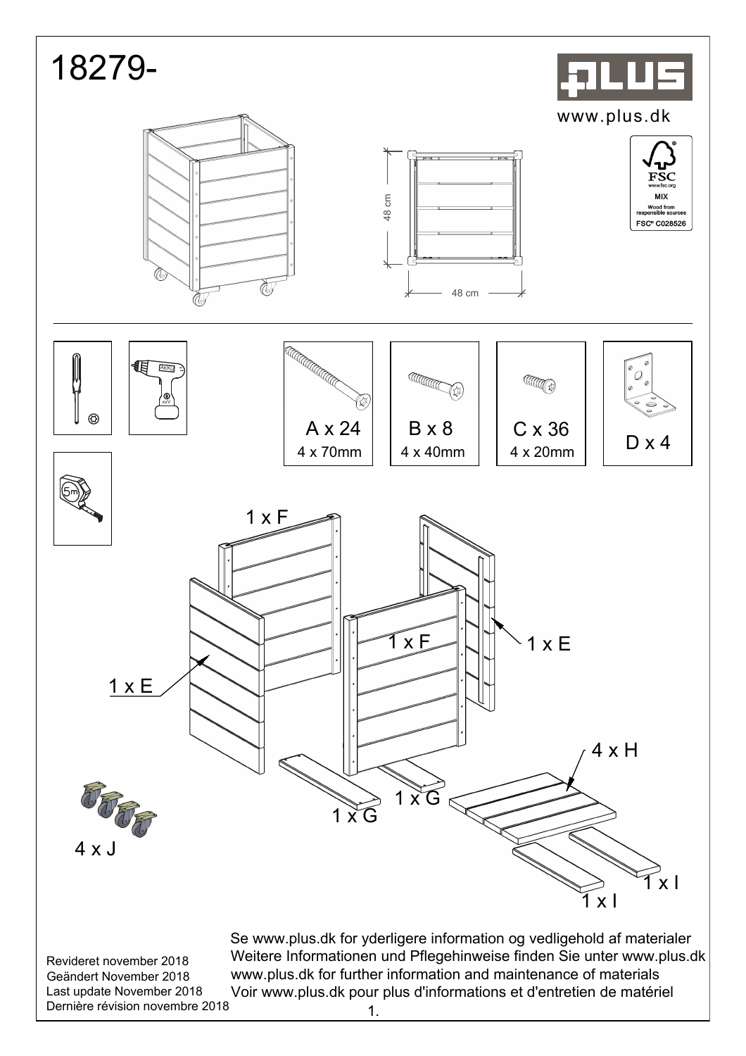# 18279-

www.plus.dk

FSC
www.fsc.org
MIX
Wood from responsible sources
FSC® C028526

48 cm

48 cm

A x 24
4 x 70mm

B x 8
4 x 40mm

C x 36
4 x 20mm

D x 4

1 x F

1 x F

1 x E

1 x E

4 x H

1 x G

1 x G

4 x J

1 x I

1 x I

Revideret november 2018
Geändert November 2018
Last update November 2018
Dernière révision novembre 2018

Se www.plus.dk for yderligere information og vedligehold af materialer
Weitere Informationen und Pflegehinweise finden Sie unter www.plus.dk
www.plus.dk for further information and maintenance of materials
Voir www.plus.dk pour plus d'informations et d'entretien de matériel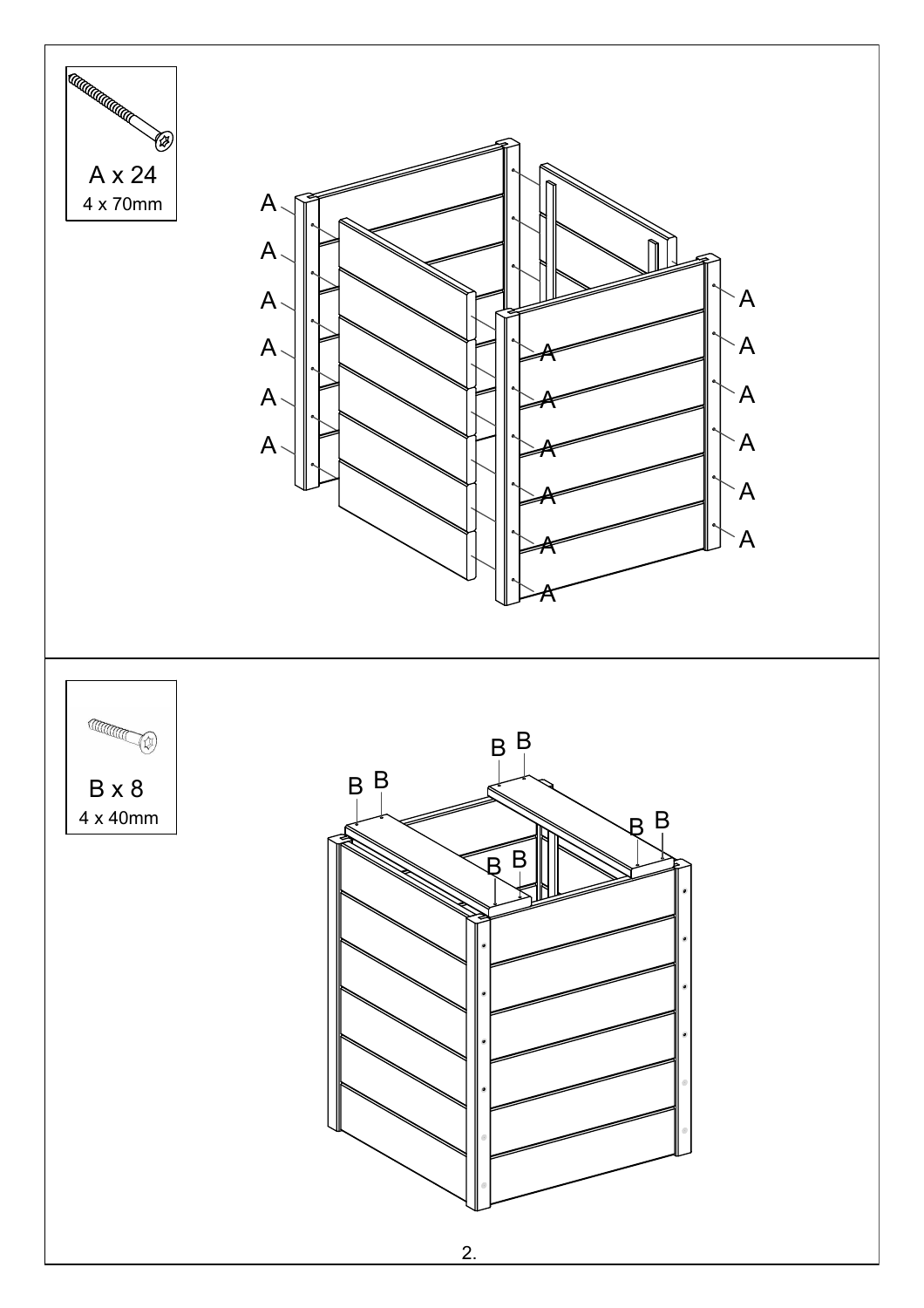A x 24
4 x 70mm

A A A A A A A A A A A A A A A A A A

B x 8
4 x 40mm

B B B B B B B B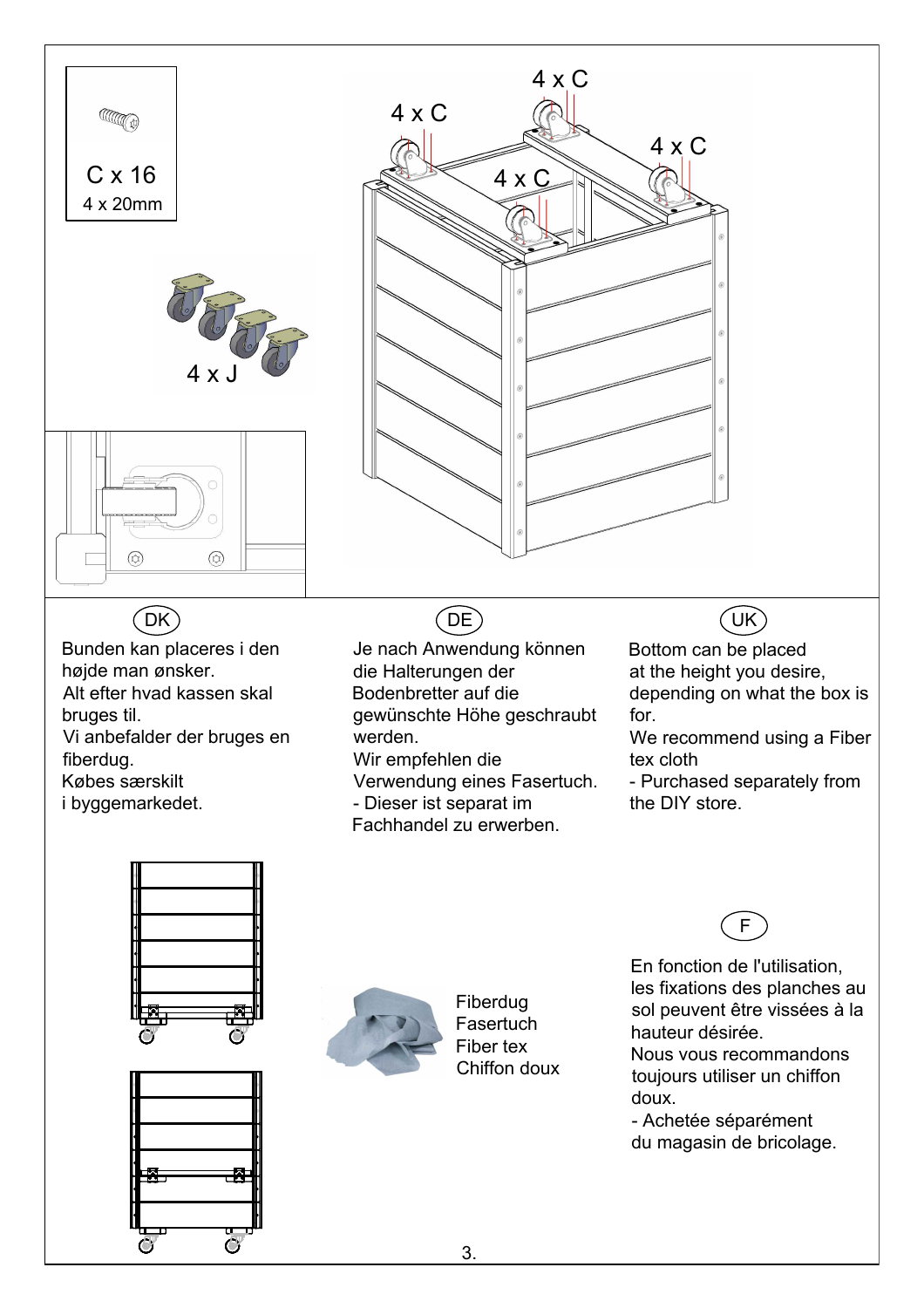C x 16
4 x 20mm

4 x J

4 x C

4 x C

4 x C

4 x C

DK

Bunden kan placeres i den højde man ønsker.
Alt efter hvad kassen skal bruges til.
Vi anbefalder der bruges en fiberdug.
Købes særskilt i byggemarkedet.

DE

Je nach Anwendung können die Halterungen der Bodenbretter auf die gewünschte Höhe geschraubt werden.
Wir empfehlen die Verwendung eines Fasertuch.
- Dieser ist separat im Fachhandel zu erwerben.

UK

Bottom can be placed at the height you desire, depending on what the box is for.
We recommend using a Fiber tex cloth
- Purchased separately from the DIY store.

Fiberdug
Fasertuch
Fiber tex
Chiffon doux

F

En fonction de l'utilisation, les fixations des planches au sol peuvent être vissées à la hauteur désirée.
Nous vous recommandons toujours utiliser un chiffon doux.
- Achetée séparément du magasin de bricolage.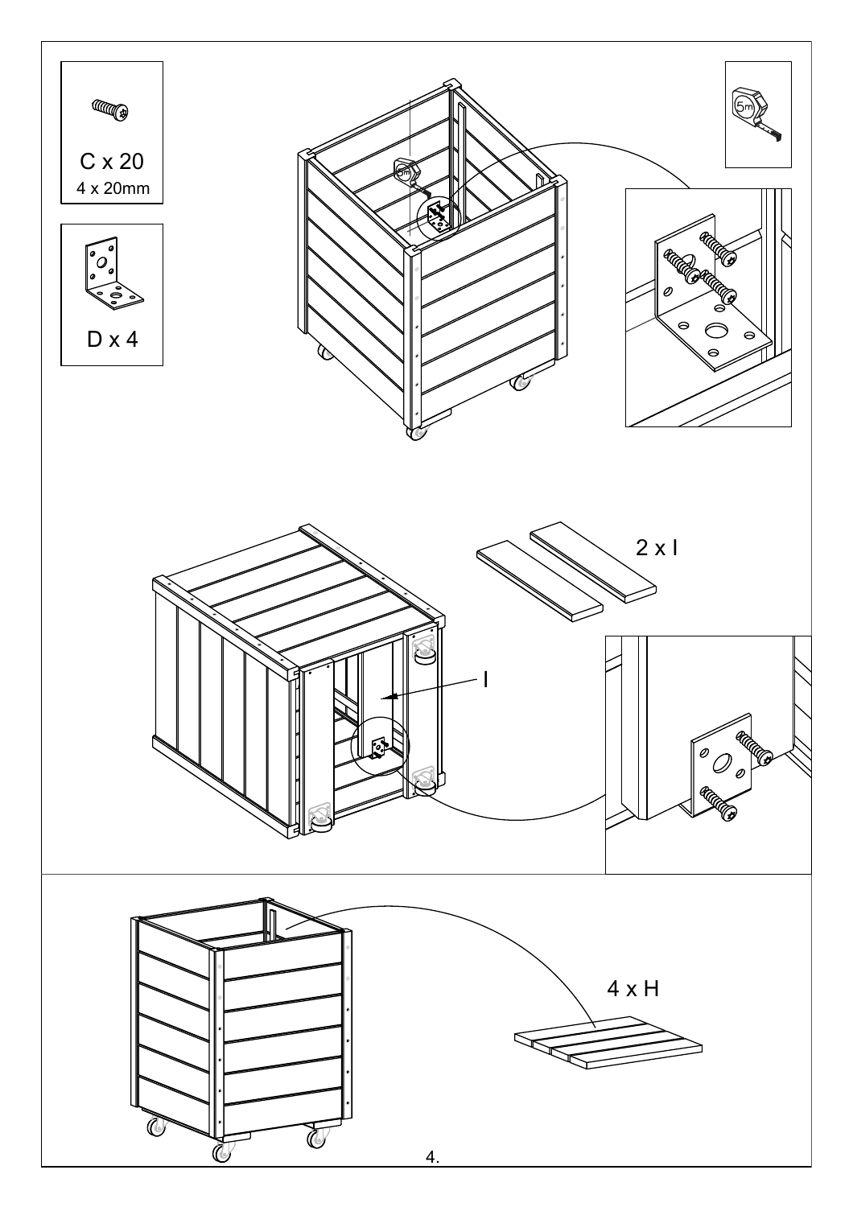C x 20
4 x 20mm

D x 4

2 x I

I

4 x H